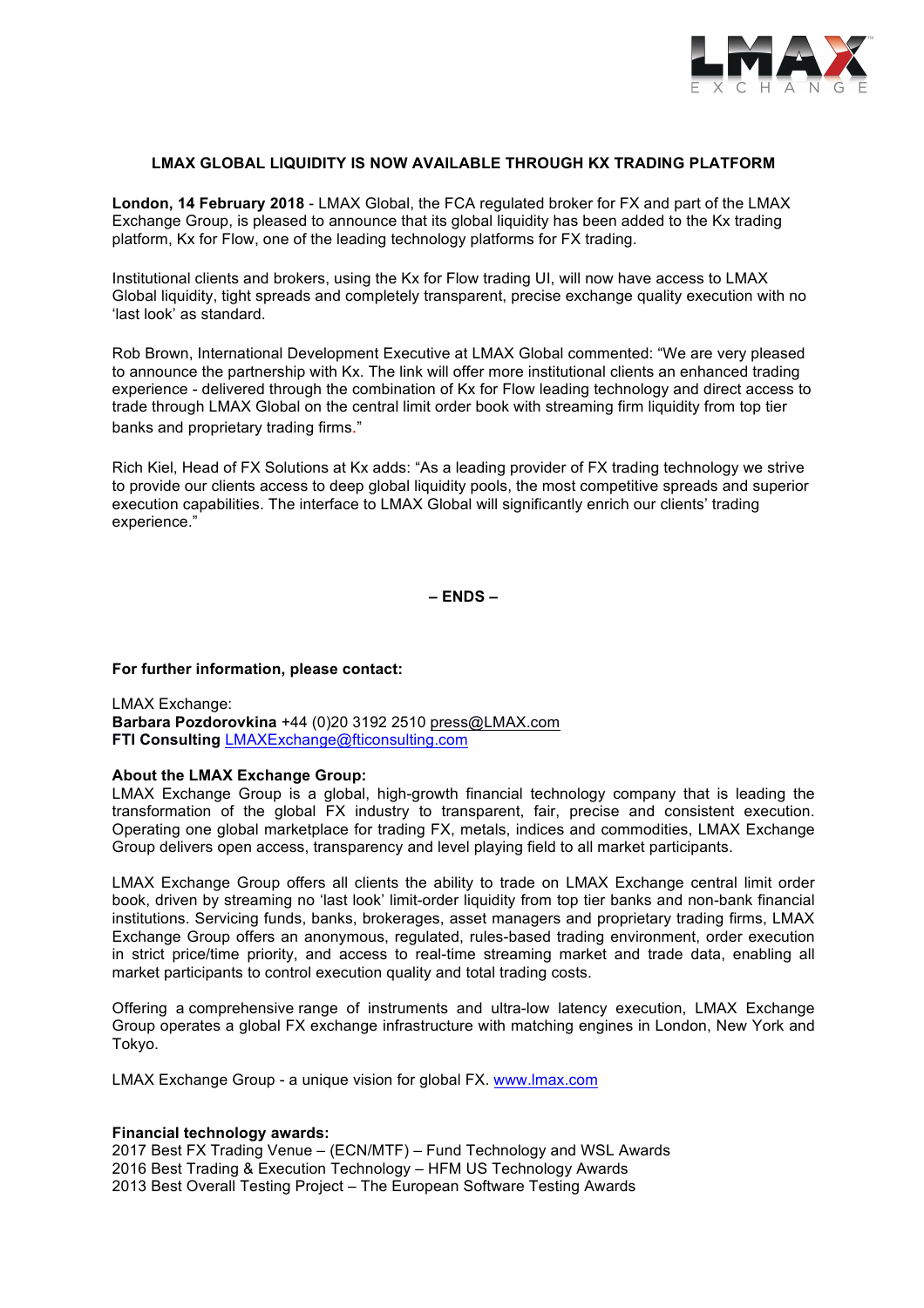# LMAX GLOBAL LIQUIDITY IS NOW AVAILABLE THROUGH KX TRADING PLATFORM

**London, 14 February 2018** - LMAX Global, the FCA regulated broker for FX and part of the LMAX Exchange Group, is pleased to announce that its global liquidity has been added to the Kx trading platform, Kx for Flow, one of the leading technology platforms for FX trading.

Institutional clients and brokers, using the Kx for Flow trading UI, will now have access to LMAX Global liquidity, tight spreads and completely transparent, precise exchange quality execution with no 'last look' as standard.

Rob Brown, International Development Executive at LMAX Global commented: "We are very pleased to announce the partnership with Kx. The link will offer more institutional clients an enhanced trading experience - delivered through the combination of Kx for Flow leading technology and direct access to trade through LMAX Global on the central limit order book with streaming firm liquidity from top tier banks and proprietary trading firms."

Rich Kiel, Head of FX Solutions at Kx adds: "As a leading provider of FX trading technology we strive to provide our clients access to deep global liquidity pools, the most competitive spreads and superior execution capabilities. The interface to LMAX Global will significantly enrich our clients' trading experience."

**– ENDS –**

**For further information, please contact:**

LMAX Exchange:
**Barbara Pozdorovkina** +44 (0)20 3192 2510 press@LMAX.com
**FTI Consulting** LMAXExchange@fticonsulting.com

**About the LMAX Exchange Group:**
LMAX Exchange Group is a global, high-growth financial technology company that is leading the transformation of the global FX industry to transparent, fair, precise and consistent execution. Operating one global marketplace for trading FX, metals, indices and commodities, LMAX Exchange Group delivers open access, transparency and level playing field to all market participants.

LMAX Exchange Group offers all clients the ability to trade on LMAX Exchange central limit order book, driven by streaming no 'last look' limit-order liquidity from top tier banks and non-bank financial institutions. Servicing funds, banks, brokerages, asset managers and proprietary trading firms, LMAX Exchange Group offers an anonymous, regulated, rules-based trading environment, order execution in strict price/time priority, and access to real-time streaming market and trade data, enabling all market participants to control execution quality and total trading costs.

Offering a comprehensive range of instruments and ultra-low latency execution, LMAX Exchange Group operates a global FX exchange infrastructure with matching engines in London, New York and Tokyo.

LMAX Exchange Group - a unique vision for global FX. www.lmax.com

**Financial technology awards:**
2017 Best FX Trading Venue – (ECN/MTF) – Fund Technology and WSL Awards
2016 Best Trading & Execution Technology – HFM US Technology Awards
2013 Best Overall Testing Project – The European Software Testing Awards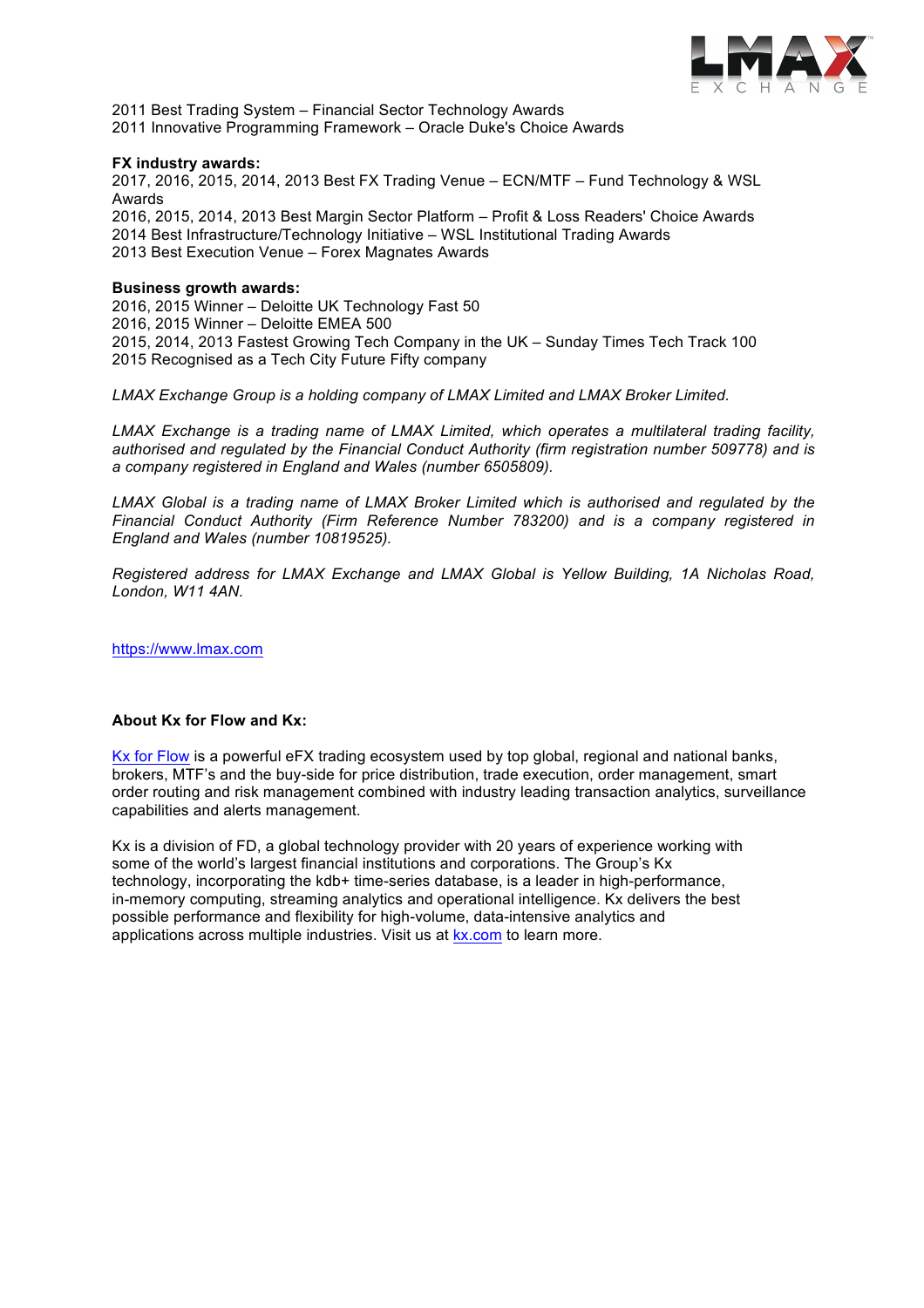2011 Best Trading System – Financial Sector Technology Awards
2011 Innovative Programming Framework – Oracle Duke's Choice Awards

**FX industry awards:**
2017, 2016, 2015, 2014, 2013 Best FX Trading Venue – ECN/MTF – Fund Technology & WSL Awards
2016, 2015, 2014, 2013 Best Margin Sector Platform – Profit & Loss Readers' Choice Awards
2014 Best Infrastructure/Technology Initiative – WSL Institutional Trading Awards
2013 Best Execution Venue – Forex Magnates Awards

**Business growth awards:**
2016, 2015 Winner – Deloitte UK Technology Fast 50
2016, 2015 Winner – Deloitte EMEA 500
2015, 2014, 2013 Fastest Growing Tech Company in the UK – Sunday Times Tech Track 100
2015 Recognised as a Tech City Future Fifty company

*LMAX Exchange Group is a holding company of LMAX Limited and LMAX Broker Limited.*

*LMAX Exchange is a trading name of LMAX Limited, which operates a multilateral trading facility, authorised and regulated by the Financial Conduct Authority (firm registration number 509778) and is a company registered in England and Wales (number 6505809).*

*LMAX Global is a trading name of LMAX Broker Limited which is authorised and regulated by the Financial Conduct Authority (Firm Reference Number 783200) and is a company registered in England and Wales (number 10819525).*

*Registered address for LMAX Exchange and LMAX Global is Yellow Building, 1A Nicholas Road, London, W11 4AN.*

https://www.lmax.com

**About Kx for Flow and Kx:**

Kx for Flow is a powerful eFX trading ecosystem used by top global, regional and national banks, brokers, MTF's and the buy-side for price distribution, trade execution, order management, smart order routing and risk management combined with industry leading transaction analytics, surveillance capabilities and alerts management.

Kx is a division of FD, a global technology provider with 20 years of experience working with some of the world's largest financial institutions and corporations. The Group's Kx technology, incorporating the kdb+ time-series database, is a leader in high-performance, in-memory computing, streaming analytics and operational intelligence. Kx delivers the best possible performance and flexibility for high-volume, data-intensive analytics and applications across multiple industries. Visit us at kx.com to learn more.